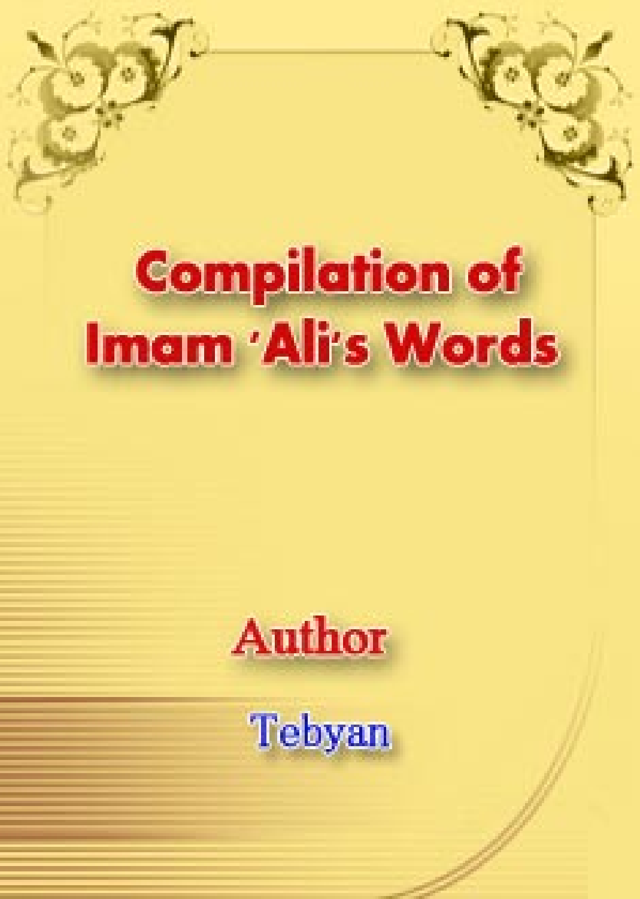# Compilation of Imam 'Ali's Words

Author

Tebyan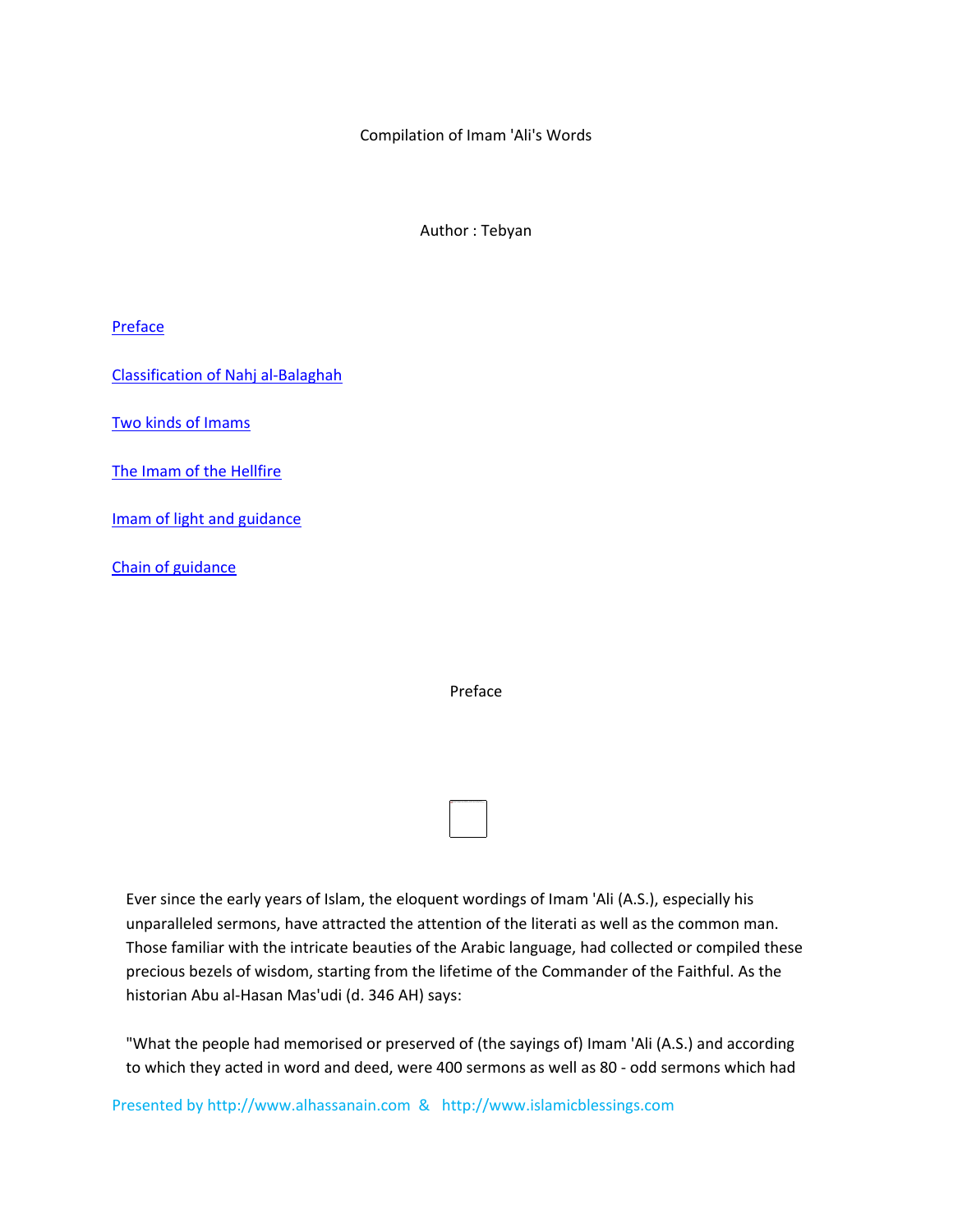Compilation of Imam 'Ali's Words

Author : Tebyan

[Preface]()

[Classification of Nahj al-Balaghah]()

[Two kinds of Imams]()

[The Imam of the Hellfire]()

[Imam of light and guidance]()

[Chain of guidance]()

## Preface

Ever since the early years of Islam, the eloquent wordings of Imam 'Ali (A.S.), especially his unparalleled sermons, have attracted the attention of the literati as well as the common man. Those familiar with the intricate beauties of the Arabic language, had collected or compiled these precious bezels of wisdom, starting from the lifetime of the Commander of the Faithful. As the historian Abu al-Hasan Mas'udi (d. 346 AH) says:

"What the people had memorised or preserved of (the sayings of) Imam 'Ali (A.S.) and according to which they acted in word and deed, were 400 sermons as well as 80 - odd sermons which had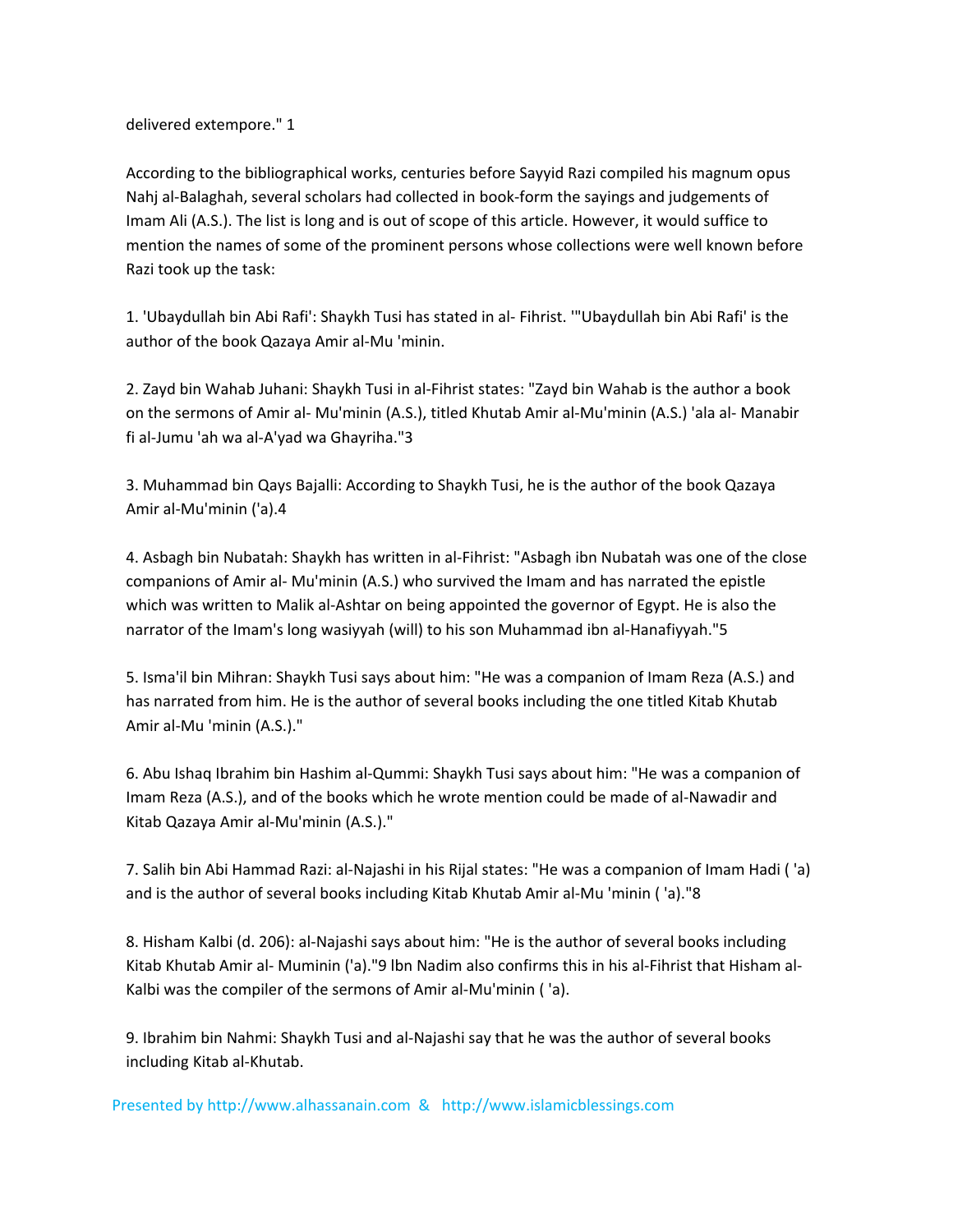delivered extempore." 1

According to the bibliographical works, centuries before Sayyid Razi compiled his magnum opus Nahj al-Balaghah, several scholars had collected in book-form the sayings and judgements of Imam Ali (A.S.). The list is long and is out of scope of this article. However, it would suffice to mention the names of some of the prominent persons whose collections were well known before Razi took up the task:

1. 'Ubaydullah bin Abi Rafi': Shaykh Tusi has stated in al- Fihrist. '"Ubaydullah bin Abi Rafi' is the author of the book Qazaya Amir al-Mu 'minin.

2. Zayd bin Wahab Juhani: Shaykh Tusi in al-Fihrist states: "Zayd bin Wahab is the author a book on the sermons of Amir al- Mu'minin (A.S.), titled Khutab Amir al-Mu'minin (A.S.) 'ala al- Manabir fi al-Jumu 'ah wa al-A'yad wa Ghayriha."3

3. Muhammad bin Qays Bajalli: According to Shaykh Tusi, he is the author of the book Qazaya Amir al-Mu'minin ('a).4

4. Asbagh bin Nubatah: Shaykh has written in al-Fihrist: "Asbagh ibn Nubatah was one of the close companions of Amir al- Mu'minin (A.S.) who survived the Imam and has narrated the epistle which was written to Malik al-Ashtar on being appointed the governor of Egypt. He is also the narrator of the Imam's long wasiyyah (will) to his son Muhammad ibn al-Hanafiyyah."5

5. Isma'il bin Mihran: Shaykh Tusi says about him: "He was a companion of Imam Reza (A.S.) and has narrated from him. He is the author of several books including the one titled Kitab Khutab Amir al-Mu 'minin (A.S.)."

6. Abu Ishaq Ibrahim bin Hashim al-Qummi: Shaykh Tusi says about him: "He was a companion of Imam Reza (A.S.), and of the books which he wrote mention could be made of al-Nawadir and Kitab Qazaya Amir al-Mu'minin (A.S.)."

7. Salih bin Abi Hammad Razi: al-Najashi in his Rijal states: "He was a companion of Imam Hadi ( 'a) and is the author of several books including Kitab Khutab Amir al-Mu 'minin ( 'a)."8

8. Hisham Kalbi (d. 206): al-Najashi says about him: "He is the author of several books including Kitab Khutab Amir al- Muminin ('a)."9 lbn Nadim also confirms this in his al-Fihrist that Hisham al-Kalbi was the compiler of the sermons of Amir al-Mu'minin ( 'a).

9. Ibrahim bin Nahmi: Shaykh Tusi and al-Najashi say that he was the author of several books including Kitab al-Khutab.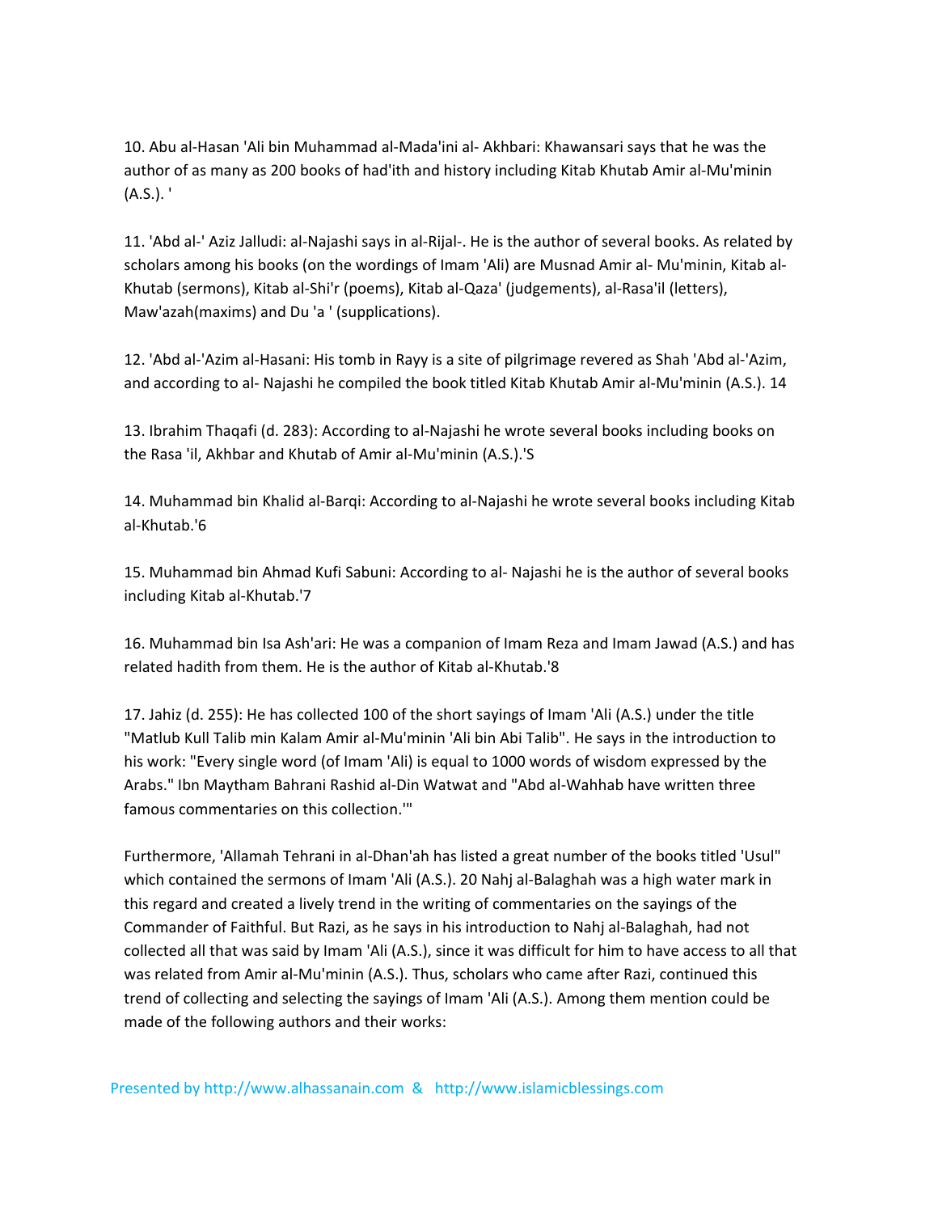10. Abu al-Hasan 'Ali bin Muhammad al-Mada'ini al- Akhbari: Khawansari says that he was the author of as many as 200 books of had'ith and history including Kitab Khutab Amir al-Mu'minin (A.S.). '

11. 'Abd al-' Aziz Jalludi: al-Najashi says in al-Rijal-. He is the author of several books. As related by scholars among his books (on the wordings of Imam 'Ali) are Musnad Amir al- Mu'minin, Kitab al-Khutab (sermons), Kitab al-Shi'r (poems), Kitab al-Qaza' (judgements), al-Rasa'il (letters), Maw'azah(maxims) and Du 'a ' (supplications).

12. 'Abd al-'Azim al-Hasani: His tomb in Rayy is a site of pilgrimage revered as Shah 'Abd al-'Azim, and according to al- Najashi he compiled the book titled Kitab Khutab Amir al-Mu'minin (A.S.). 14

13. Ibrahim Thaqafi (d. 283): According to al-Najashi he wrote several books including books on the Rasa 'il, Akhbar and Khutab of Amir al-Mu'minin (A.S.).'S

14. Muhammad bin Khalid al-Barqi: According to al-Najashi he wrote several books including Kitab al-Khutab.'6

15. Muhammad bin Ahmad Kufi Sabuni: According to al- Najashi he is the author of several books including Kitab al-Khutab.'7

16. Muhammad bin Isa Ash'ari: He was a companion of Imam Reza and Imam Jawad (A.S.) and has related hadith from them. He is the author of Kitab al-Khutab.'8

17. Jahiz (d. 255): He has collected 100 of the short sayings of Imam 'Ali (A.S.) under the title "Matlub Kull Talib min Kalam Amir al-Mu'minin 'Ali bin Abi Talib". He says in the introduction to his work: "Every single word (of Imam 'Ali) is equal to 1000 words of wisdom expressed by the Arabs." Ibn Maytham Bahrani Rashid al-Din Watwat and "Abd al-Wahhab have written three famous commentaries on this collection.'"

Furthermore, 'Allamah Tehrani in al-Dhan'ah has listed a great number of the books titled 'Usul" which contained the sermons of Imam 'Ali (A.S.). 20 Nahj al-Balaghah was a high water mark in this regard and created a lively trend in the writing of commentaries on the sayings of the Commander of Faithful. But Razi, as he says in his introduction to Nahj al-Balaghah, had not collected all that was said by Imam 'Ali (A.S.), since it was difficult for him to have access to all that was related from Amir al-Mu'minin (A.S.). Thus, scholars who came after Razi, continued this trend of collecting and selecting the sayings of Imam 'Ali (A.S.). Among them mention could be made of the following authors and their works: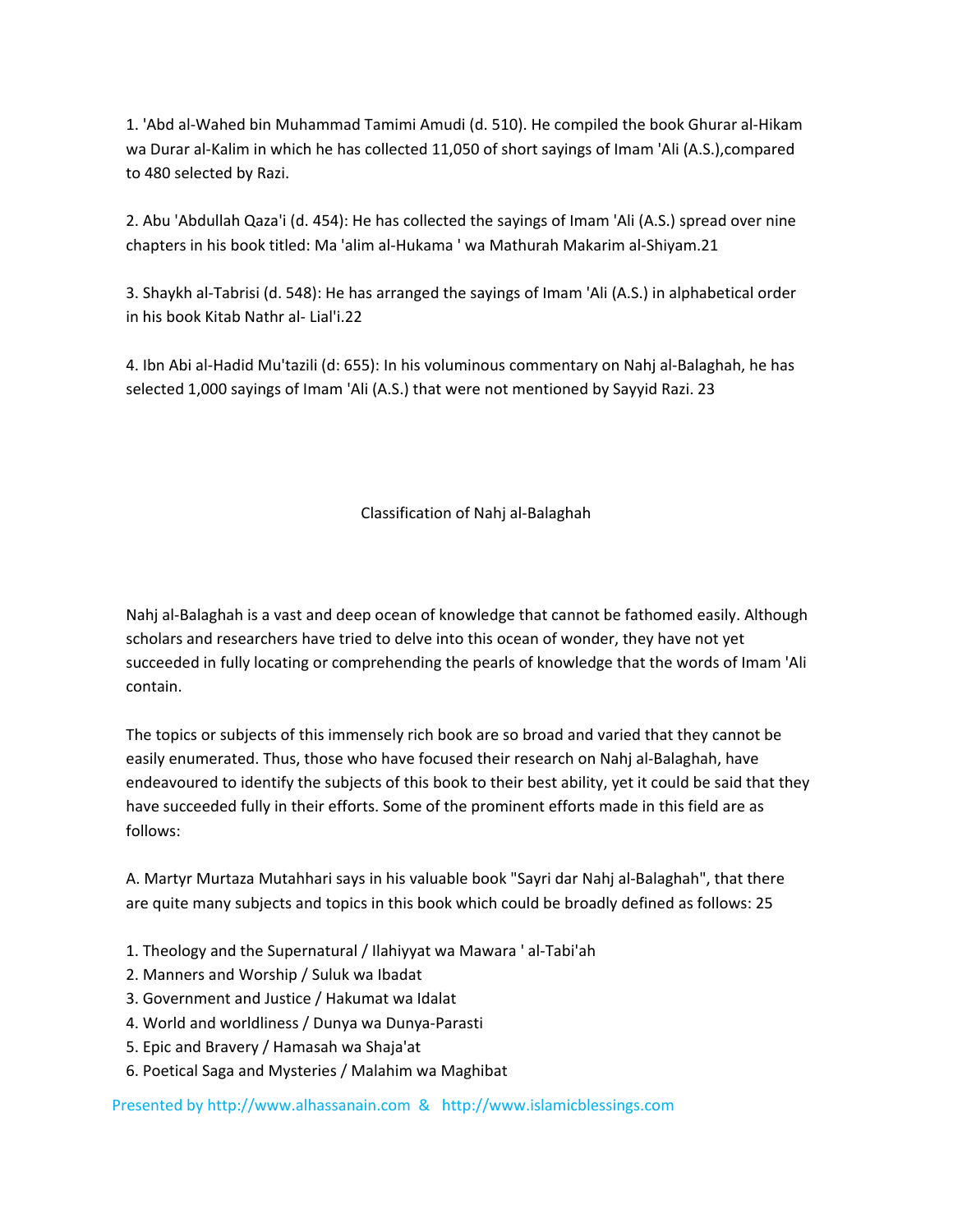1. 'Abd al-Wahed bin Muhammad Tamimi Amudi (d. 510). He compiled the book Ghurar al-Hikam wa Durar al-Kalim in which he has collected 11,050 of short sayings of Imam 'Ali (A.S.),compared to 480 selected by Razi.

2. Abu 'Abdullah Qaza'i (d. 454): He has collected the sayings of Imam 'Ali (A.S.) spread over nine chapters in his book titled: Ma 'alim al-Hukama ' wa Mathurah Makarim al-Shiyam.21

3. Shaykh al-Tabrisi (d. 548): He has arranged the sayings of Imam 'Ali (A.S.) in alphabetical order in his book Kitab Nathr al- Lial'i.22

4. Ibn Abi al-Hadid Mu'tazili (d: 655): In his voluminous commentary on Nahj al-Balaghah, he has selected 1,000 sayings of Imam 'Ali (A.S.) that were not mentioned by Sayyid Razi. 23

## Classification of Nahj al-Balaghah

Nahj al-Balaghah is a vast and deep ocean of knowledge that cannot be fathomed easily. Although scholars and researchers have tried to delve into this ocean of wonder, they have not yet succeeded in fully locating or comprehending the pearls of knowledge that the words of Imam 'Ali contain.

The topics or subjects of this immensely rich book are so broad and varied that they cannot be easily enumerated. Thus, those who have focused their research on Nahj al-Balaghah, have endeavoured to identify the subjects of this book to their best ability, yet it could be said that they have succeeded fully in their efforts. Some of the prominent efforts made in this field are as follows:

A. Martyr Murtaza Mutahhari says in his valuable book "Sayri dar Nahj al-Balaghah", that there are quite many subjects and topics in this book which could be broadly defined as follows: 25

1. Theology and the Supernatural / Ilahiyyat wa Mawara ' al-Tabi'ah
2. Manners and Worship / Suluk wa Ibadat
3. Government and Justice / Hakumat wa Idalat
4. World and worldliness / Dunya wa Dunya-Parasti
5. Epic and Bravery / Hamasah wa Shaja'at
6. Poetical Saga and Mysteries / Malahim wa Maghibat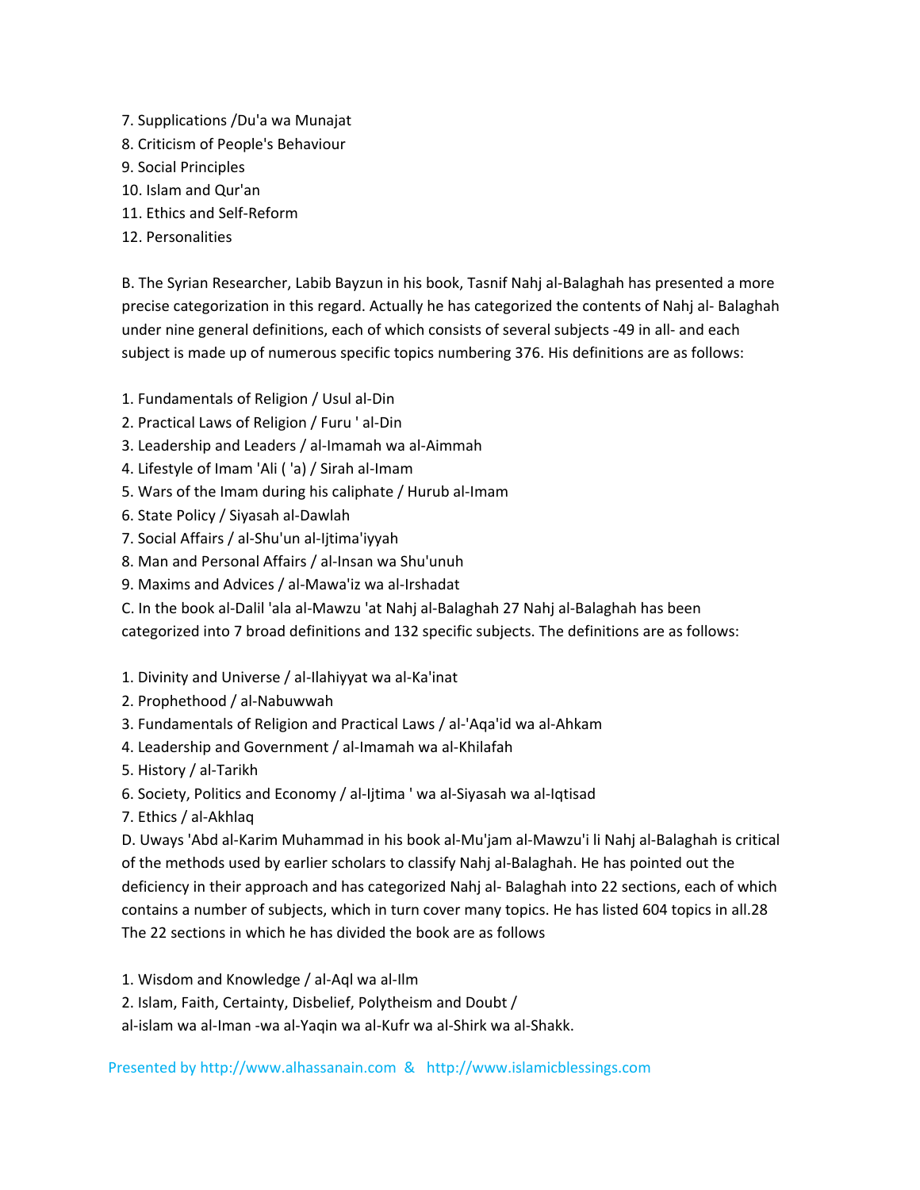7. Supplications /Du'a wa Munajat
8. Criticism of People's Behaviour
9. Social Principles
10. Islam and Qur'an
11. Ethics and Self-Reform
12. Personalities

B. The Syrian Researcher, Labib Bayzun in his book, Tasnif Nahj al-Balaghah has presented a more precise categorization in this regard. Actually he has categorized the contents of Nahj al- Balaghah under nine general definitions, each of which consists of several subjects -49 in all- and each subject is made up of numerous specific topics numbering 376. His definitions are as follows:

1. Fundamentals of Religion / Usul al-Din
2. Practical Laws of Religion / Furu ' al-Din
3. Leadership and Leaders / al-Imamah wa al-Aimmah
4. Lifestyle of Imam 'Ali ( 'a) / Sirah al-Imam
5. Wars of the Imam during his caliphate / Hurub al-Imam
6. State Policy / Siyasah al-Dawlah
7. Social Affairs / al-Shu'un al-Ijtima'iyyah
8. Man and Personal Affairs / al-Insan wa Shu'unuh
9. Maxims and Advices / al-Mawa'iz wa al-Irshadat

C. In the book al-Dalil 'ala al-Mawzu 'at Nahj al-Balaghah 27 Nahj al-Balaghah has been categorized into 7 broad definitions and 132 specific subjects. The definitions are as follows:

1. Divinity and Universe / al-Ilahiyyat wa al-Ka'inat
2. Prophethood / al-Nabuwwah
3. Fundamentals of Religion and Practical Laws / al-'Aqa'id wa al-Ahkam
4. Leadership and Government / al-Imamah wa al-Khilafah
5. History / al-Tarikh
6. Society, Politics and Economy / al-Ijtima ' wa al-Siyasah wa al-Iqtisad
7. Ethics / al-Akhlaq

D. Uways 'Abd al-Karim Muhammad in his book al-Mu'jam al-Mawzu'i li Nahj al-Balaghah is critical of the methods used by earlier scholars to classify Nahj al-Balaghah. He has pointed out the deficiency in their approach and has categorized Nahj al- Balaghah into 22 sections, each of which contains a number of subjects, which in turn cover many topics. He has listed 604 topics in all.28 The 22 sections in which he has divided the book are as follows

1. Wisdom and Knowledge / al-Aql wa al-Ilm
2. Islam, Faith, Certainty, Disbelief, Polytheism and Doubt / al-islam wa al-Iman -wa al-Yaqin wa al-Kufr wa al-Shirk wa al-Shakk.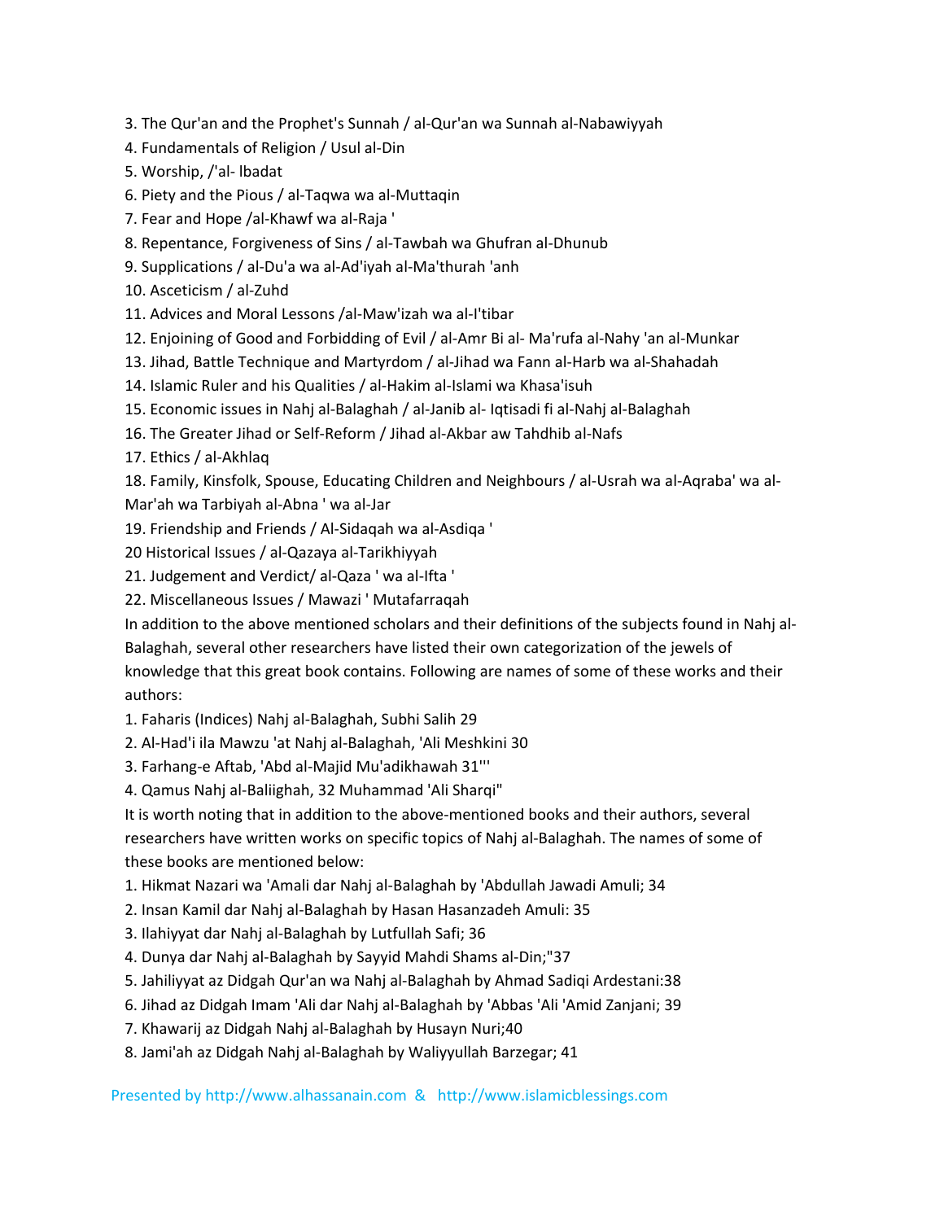3. The Qur'an and the Prophet's Sunnah / al-Qur'an wa Sunnah al-Nabawiyyah
4. Fundamentals of Religion / Usul al-Din
5. Worship, /'al- lbadat
6. Piety and the Pious / al-Taqwa wa al-Muttaqin
7. Fear and Hope /al-Khawf wa al-Raja '
8. Repentance, Forgiveness of Sins / al-Tawbah wa Ghufran al-Dhunub
9. Supplications / al-Du'a wa al-Ad'iyah al-Ma'thurah 'anh
10. Asceticism / al-Zuhd
11. Advices and Moral Lessons /al-Maw'izah wa al-I'tibar
12. Enjoining of Good and Forbidding of Evil / al-Amr Bi al- Ma'rufa al-Nahy 'an al-Munkar
13. Jihad, Battle Technique and Martyrdom / al-Jihad wa Fann al-Harb wa al-Shahadah
14. Islamic Ruler and his Qualities / al-Hakim al-Islami wa Khasa'isuh
15. Economic issues in Nahj al-Balaghah / al-Janib al- Iqtisadi fi al-Nahj al-Balaghah
16. The Greater Jihad or Self-Reform / Jihad al-Akbar aw Tahdhib al-Nafs
17. Ethics / al-Akhlaq
18. Family, Kinsfolk, Spouse, Educating Children and Neighbours / al-Usrah wa al-Aqraba' wa al-Mar'ah wa Tarbiyah al-Abna ' wa al-Jar
19. Friendship and Friends / Al-Sidaqah wa al-Asdiqa '
20 Historical Issues / al-Qazaya al-Tarikhiyyah
21. Judgement and Verdict/ al-Qaza ' wa al-Ifta '
22. Miscellaneous Issues / Mawazi ' Mutafarraqah

In addition to the above mentioned scholars and their definitions of the subjects found in Nahj al-Balaghah, several other researchers have listed their own categorization of the jewels of knowledge that this great book contains. Following are names of some of these works and their authors:

1. Faharis (Indices) Nahj al-Balaghah, Subhi Salih 29
2. Al-Had'i ila Mawzu 'at Nahj al-Balaghah, 'Ali Meshkini 30
3. Farhang-e Aftab, 'Abd al-Majid Mu'adikhawah 31"'
4. Qamus Nahj al-Baliighah, 32 Muhammad 'Ali Sharqi"

It is worth noting that in addition to the above-mentioned books and their authors, several researchers have written works on specific topics of Nahj al-Balaghah. The names of some of these books are mentioned below:

1. Hikmat Nazari wa 'Amali dar Nahj al-Balaghah by 'Abdullah Jawadi Amuli; 34
2. Insan Kamil dar Nahj al-Balaghah by Hasan Hasanzadeh Amuli: 35
3. Ilahiyyat dar Nahj al-Balaghah by Lutfullah Safi; 36
4. Dunya dar Nahj al-Balaghah by Sayyid Mahdi Shams al-Din;"37
5. Jahiliyyat az Didgah Qur'an wa Nahj al-Balaghah by Ahmad Sadiqi Ardestani:38
6. Jihad az Didgah Imam 'Ali dar Nahj al-Balaghah by 'Abbas 'Ali 'Amid Zanjani; 39
7. Khawarij az Didgah Nahj al-Balaghah by Husayn Nuri;40
8. Jami'ah az Didgah Nahj al-Balaghah by Waliyyullah Barzegar; 41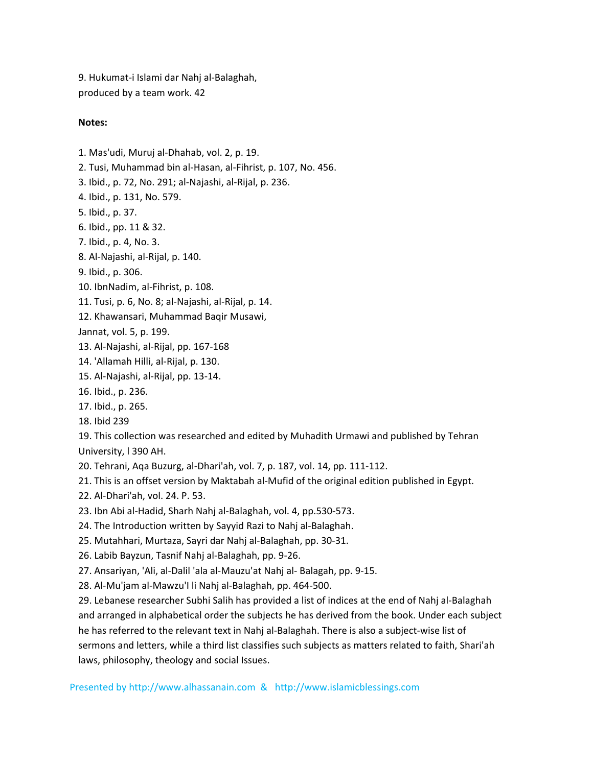9. Hukumat-i Islami dar Nahj al-Balaghah, produced by a team work. 42

**Notes:**

1. Mas'udi, Muruj al-Dhahab, vol. 2, p. 19.
2. Tusi, Muhammad bin al-Hasan, al-Fihrist, p. 107, No. 456.
3. Ibid., p. 72, No. 291; al-Najashi, al-Rijal, p. 236.
4. Ibid., p. 131, No. 579.
5. Ibid., p. 37.
6. Ibid., pp. 11 & 32.
7. Ibid., p. 4, No. 3.
8. Al-Najashi, al-Rijal, p. 140.
9. Ibid., p. 306.
10. IbnNadim, al-Fihrist, p. 108.
11. Tusi, p. 6, No. 8; al-Najashi, al-Rijal, p. 14.
12. Khawansari, Muhammad Baqir Musawi, Jannat, vol. 5, p. 199.
13. Al-Najashi, al-Rijal, pp. 167-168
14. 'Allamah Hilli, al-Rijal, p. 130.
15. Al-Najashi, al-Rijal, pp. 13-14.
16. Ibid., p. 236.
17. Ibid., p. 265.
18. Ibid 239
19. This collection was researched and edited by Muhadith Urmawi and published by Tehran University, l 390 AH.
20. Tehrani, Aqa Buzurg, al-Dhari'ah, vol. 7, p. 187, vol. 14, pp. 111-112.
21. This is an offset version by Maktabah al-Mufid of the original edition published in Egypt.
22. Al-Dhari'ah, vol. 24. P. 53.
23. Ibn Abi al-Hadid, Sharh Nahj al-Balaghah, vol. 4, pp.530-573.
24. The Introduction written by Sayyid Razi to Nahj al-Balaghah.
25. Mutahhari, Murtaza, Sayri dar Nahj al-Balaghah, pp. 30-31.
26. Labib Bayzun, Tasnif Nahj al-Balaghah, pp. 9-26.
27. Ansariyan, 'Ali, al-Dalil 'ala al-Mauzu'at Nahj al- Balagah, pp. 9-15.
28. Al-Mu'jam al-Mawzu'I li Nahj al-Balaghah, pp. 464-500.
29. Lebanese researcher Subhi Salih has provided a list of indices at the end of Nahj al-Balaghah and arranged in alphabetical order the subjects he has derived from the book. Under each subject he has referred to the relevant text in Nahj al-Balaghah. There is also a subject-wise list of sermons and letters, while a third list classifies such subjects as matters related to faith, Shari'ah laws, philosophy, theology and social Issues.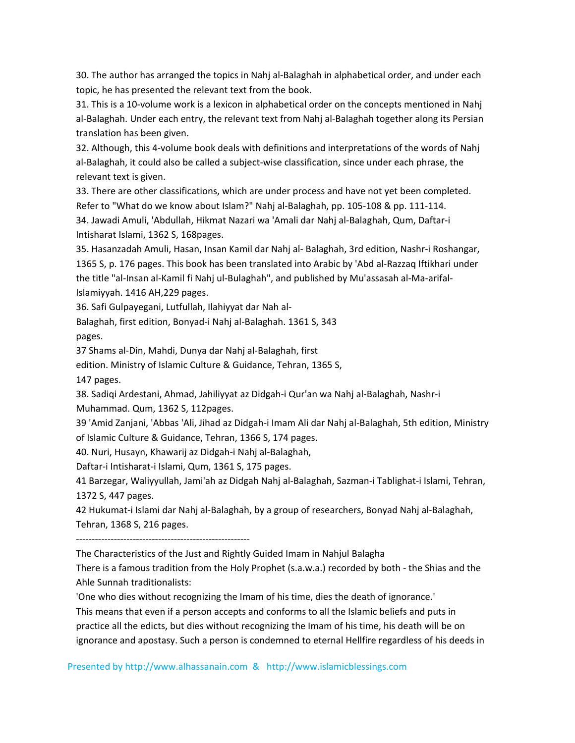30. The author has arranged the topics in Nahj al-Balaghah in alphabetical order, and under each topic, he has presented the relevant text from the book.

31. This is a 10-volume work is a lexicon in alphabetical order on the concepts mentioned in Nahj al-Balaghah. Under each entry, the relevant text from Nahj al-Balaghah together along its Persian translation has been given.

32. Although, this 4-volume book deals with definitions and interpretations of the words of Nahj al-Balaghah, it could also be called a subject-wise classification, since under each phrase, the relevant text is given.

33. There are other classifications, which are under process and have not yet been completed. Refer to "What do we know about Islam?" Nahj al-Balaghah, pp. 105-108 & pp. 111-114.

34. Jawadi Amuli, 'Abdullah, Hikmat Nazari wa 'Amali dar Nahj al-Balaghah, Qum, Daftar-i Intisharat Islami, 1362 S, 168pages.

35. Hasanzadah Amuli, Hasan, Insan Kamil dar Nahj al- Balaghah, 3rd edition, Nashr-i Roshangar, 1365 S, p. 176 pages. This book has been translated into Arabic by 'Abd al-Razzaq Iftikhari under the title "al-Insan al-Kamil fi Nahj ul-Bulaghah", and published by Mu'assasah al-Ma-arifal-Islamiyyah. 1416 AH,229 pages.

36. Safi Gulpayegani, Lutfullah, Ilahiyyat dar Nah al-Balaghah, first edition, Bonyad-i Nahj al-Balaghah. 1361 S, 343 pages.

37 Shams al-Din, Mahdi, Dunya dar Nahj al-Balaghah, first edition. Ministry of Islamic Culture & Guidance, Tehran, 1365 S, 147 pages.

38. Sadiqi Ardestani, Ahmad, Jahiliyyat az Didgah-i Qur'an wa Nahj al-Balaghah, Nashr-i Muhammad. Qum, 1362 S, 112pages.

39 'Amid Zanjani, 'Abbas 'Ali, Jihad az Didgah-i Imam Ali dar Nahj al-Balaghah, 5th edition, Ministry of Islamic Culture & Guidance, Tehran, 1366 S, 174 pages.

40. Nuri, Husayn, Khawarij az Didgah-i Nahj al-Balaghah, Daftar-i Intisharat-i Islami, Qum, 1361 S, 175 pages.

41 Barzegar, Waliyyullah, Jami'ah az Didgah Nahj al-Balaghah, Sazman-i Tablighat-i Islami, Tehran, 1372 S, 447 pages.

42 Hukumat-i Islami dar Nahj al-Balaghah, by a group of researchers, Bonyad Nahj al-Balaghah, Tehran, 1368 S, 216 pages.

--------------------------------------------------------

## The Characteristics of the Just and Rightly Guided Imam in Nahjul Balagha

There is a famous tradition from the Holy Prophet (s.a.w.a.) recorded by both - the Shias and the Ahle Sunnah traditionalists:

'One who dies without recognizing the Imam of his time, dies the death of ignorance.'

This means that even if a person accepts and conforms to all the Islamic beliefs and puts in practice all the edicts, but dies without recognizing the Imam of his time, his death will be on ignorance and apostasy. Such a person is condemned to eternal Hellfire regardless of his deeds in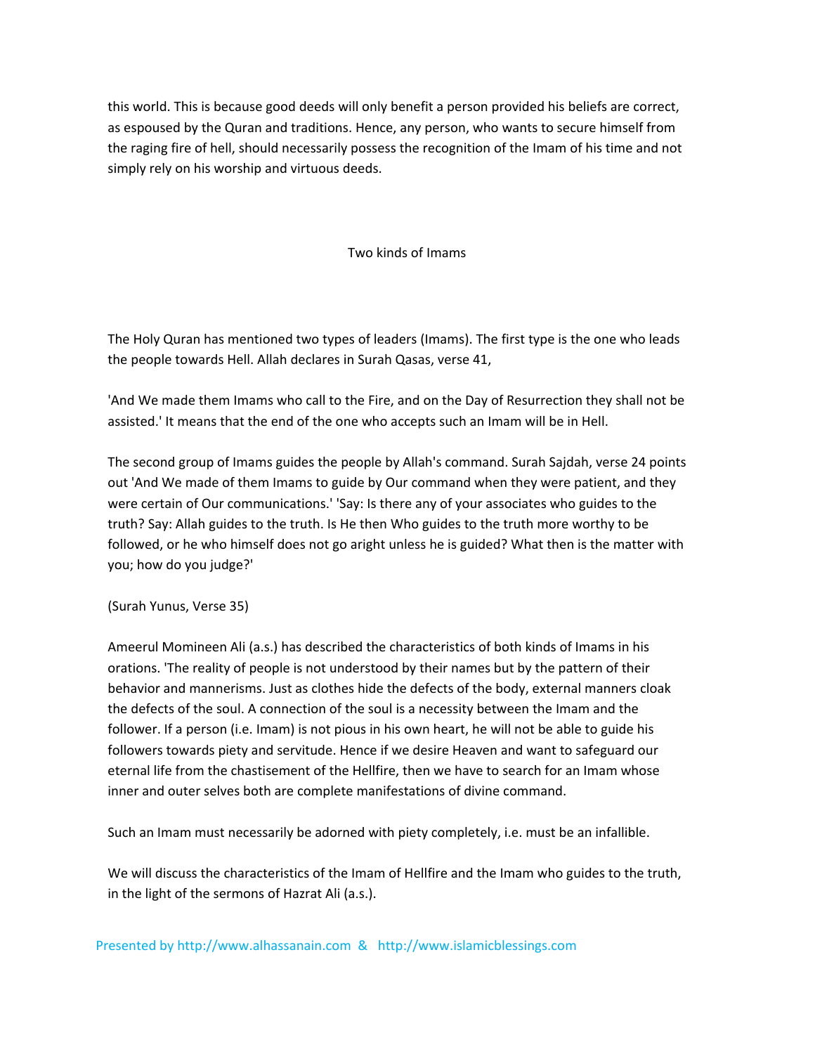this world. This is because good deeds will only benefit a person provided his beliefs are correct, as espoused by the Quran and traditions. Hence, any person, who wants to secure himself from the raging fire of hell, should necessarily possess the recognition of the Imam of his time and not simply rely on his worship and virtuous deeds.

## Two kinds of Imams

The Holy Quran has mentioned two types of leaders (Imams). The first type is the one who leads the people towards Hell. Allah declares in Surah Qasas, verse 41,

'And We made them Imams who call to the Fire, and on the Day of Resurrection they shall not be assisted.' It means that the end of the one who accepts such an Imam will be in Hell.

The second group of Imams guides the people by Allah's command. Surah Sajdah, verse 24 points out 'And We made of them Imams to guide by Our command when they were patient, and they were certain of Our communications.' 'Say: Is there any of your associates who guides to the truth? Say: Allah guides to the truth. Is He then Who guides to the truth more worthy to be followed, or he who himself does not go aright unless he is guided? What then is the matter with you; how do you judge?'

(Surah Yunus, Verse 35)

Ameerul Momineen Ali (a.s.) has described the characteristics of both kinds of Imams in his orations. 'The reality of people is not understood by their names but by the pattern of their behavior and mannerisms. Just as clothes hide the defects of the body, external manners cloak the defects of the soul. A connection of the soul is a necessity between the Imam and the follower. If a person (i.e. Imam) is not pious in his own heart, he will not be able to guide his followers towards piety and servitude. Hence if we desire Heaven and want to safeguard our eternal life from the chastisement of the Hellfire, then we have to search for an Imam whose inner and outer selves both are complete manifestations of divine command.

Such an Imam must necessarily be adorned with piety completely, i.e. must be an infallible.

We will discuss the characteristics of the Imam of Hellfire and the Imam who guides to the truth, in the light of the sermons of Hazrat Ali (a.s.).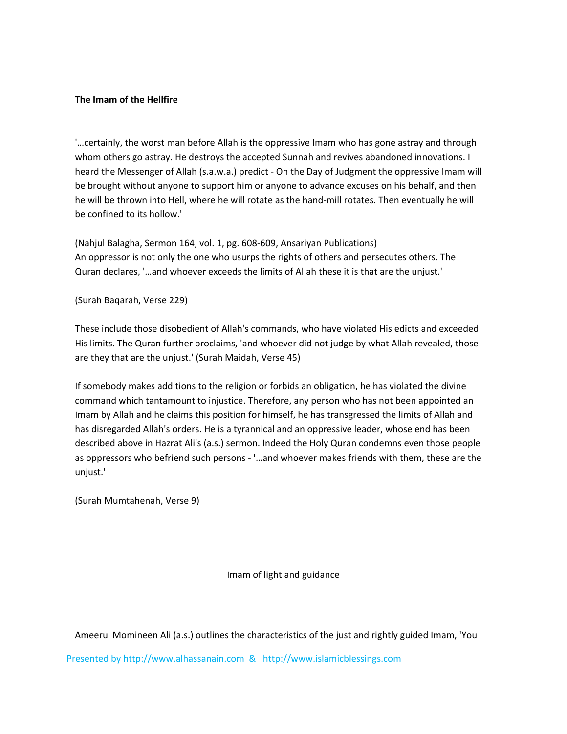**The Imam of the Hellfire**

'…certainly, the worst man before Allah is the oppressive Imam who has gone astray and through whom others go astray. He destroys the accepted Sunnah and revives abandoned innovations. I heard the Messenger of Allah (s.a.w.a.) predict - On the Day of Judgment the oppressive Imam will be brought without anyone to support him or anyone to advance excuses on his behalf, and then he will be thrown into Hell, where he will rotate as the hand-mill rotates. Then eventually he will be confined to its hollow.'

(Nahjul Balagha, Sermon 164, vol. 1, pg. 608-609, Ansariyan Publications)
An oppressor is not only the one who usurps the rights of others and persecutes others. The Quran declares, '…and whoever exceeds the limits of Allah these it is that are the unjust.'

(Surah Baqarah, Verse 229)

These include those disobedient of Allah's commands, who have violated His edicts and exceeded His limits. The Quran further proclaims, 'and whoever did not judge by what Allah revealed, those are they that are the unjust.' (Surah Maidah, Verse 45)

If somebody makes additions to the religion or forbids an obligation, he has violated the divine command which tantamount to injustice. Therefore, any person who has not been appointed an Imam by Allah and he claims this position for himself, he has transgressed the limits of Allah and has disregarded Allah's orders. He is a tyrannical and an oppressive leader, whose end has been described above in Hazrat Ali's (a.s.) sermon. Indeed the Holy Quran condemns even those people as oppressors who befriend such persons - '…and whoever makes friends with them, these are the unjust.'

(Surah Mumtahenah, Verse 9)

Imam of light and guidance

Ameerul Momineen Ali (a.s.) outlines the characteristics of the just and rightly guided Imam, 'You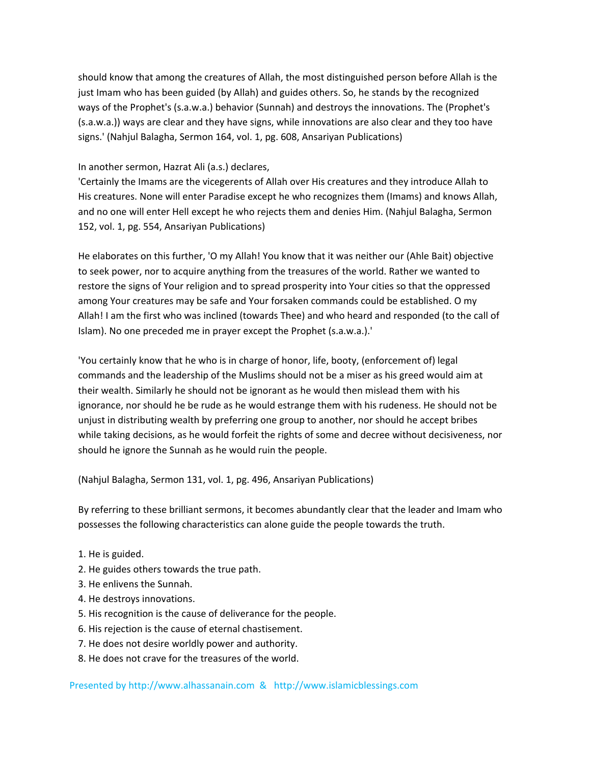should know that among the creatures of Allah, the most distinguished person before Allah is the just Imam who has been guided (by Allah) and guides others. So, he stands by the recognized ways of the Prophet's (s.a.w.a.) behavior (Sunnah) and destroys the innovations. The (Prophet's (s.a.w.a.)) ways are clear and they have signs, while innovations are also clear and they too have signs.' (Nahjul Balagha, Sermon 164, vol. 1, pg. 608, Ansariyan Publications)

In another sermon, Hazrat Ali (a.s.) declares,
'Certainly the Imams are the vicegerents of Allah over His creatures and they introduce Allah to His creatures. None will enter Paradise except he who recognizes them (Imams) and knows Allah, and no one will enter Hell except he who rejects them and denies Him. (Nahjul Balagha, Sermon 152, vol. 1, pg. 554, Ansariyan Publications)

He elaborates on this further, 'O my Allah! You know that it was neither our (Ahle Bait) objective to seek power, nor to acquire anything from the treasures of the world. Rather we wanted to restore the signs of Your religion and to spread prosperity into Your cities so that the oppressed among Your creatures may be safe and Your forsaken commands could be established. O my Allah! I am the first who was inclined (towards Thee) and who heard and responded (to the call of Islam). No one preceded me in prayer except the Prophet (s.a.w.a.).'

'You certainly know that he who is in charge of honor, life, booty, (enforcement of) legal commands and the leadership of the Muslims should not be a miser as his greed would aim at their wealth. Similarly he should not be ignorant as he would then mislead them with his ignorance, nor should he be rude as he would estrange them with his rudeness. He should not be unjust in distributing wealth by preferring one group to another, nor should he accept bribes while taking decisions, as he would forfeit the rights of some and decree without decisiveness, nor should he ignore the Sunnah as he would ruin the people.

(Nahjul Balagha, Sermon 131, vol. 1, pg. 496, Ansariyan Publications)

By referring to these brilliant sermons, it becomes abundantly clear that the leader and Imam who possesses the following characteristics can alone guide the people towards the truth.

1. He is guided.
2. He guides others towards the true path.
3. He enlivens the Sunnah.
4. He destroys innovations.
5. His recognition is the cause of deliverance for the people.
6. His rejection is the cause of eternal chastisement.
7. He does not desire worldly power and authority.
8. He does not crave for the treasures of the world.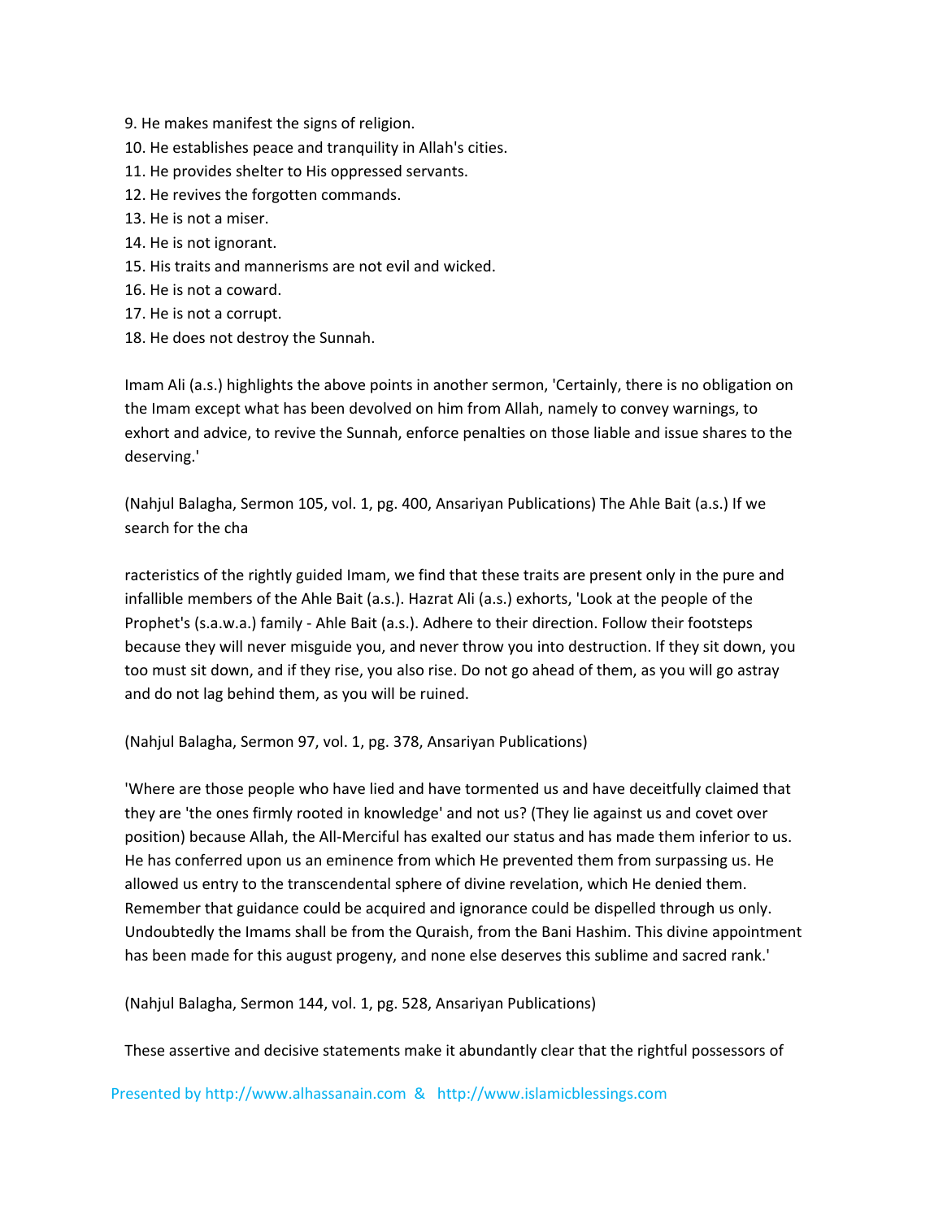9. He makes manifest the signs of religion.
10. He establishes peace and tranquility in Allah's cities.
11. He provides shelter to His oppressed servants.
12. He revives the forgotten commands.
13. He is not a miser.
14. He is not ignorant.
15. His traits and mannerisms are not evil and wicked.
16. He is not a coward.
17. He is not a corrupt.
18. He does not destroy the Sunnah.

Imam Ali (a.s.) highlights the above points in another sermon, 'Certainly, there is no obligation on the Imam except what has been devolved on him from Allah, namely to convey warnings, to exhort and advice, to revive the Sunnah, enforce penalties on those liable and issue shares to the deserving.'

(Nahjul Balagha, Sermon 105, vol. 1, pg. 400, Ansariyan Publications) The Ahle Bait (a.s.) If we search for the cha

racteristics of the rightly guided Imam, we find that these traits are present only in the pure and infallible members of the Ahle Bait (a.s.). Hazrat Ali (a.s.) exhorts, 'Look at the people of the Prophet's (s.a.w.a.) family - Ahle Bait (a.s.). Adhere to their direction. Follow their footsteps because they will never misguide you, and never throw you into destruction. If they sit down, you too must sit down, and if they rise, you also rise. Do not go ahead of them, as you will go astray and do not lag behind them, as you will be ruined.

(Nahjul Balagha, Sermon 97, vol. 1, pg. 378, Ansariyan Publications)

'Where are those people who have lied and have tormented us and have deceitfully claimed that they are 'the ones firmly rooted in knowledge' and not us? (They lie against us and covet over position) because Allah, the All-Merciful has exalted our status and has made them inferior to us. He has conferred upon us an eminence from which He prevented them from surpassing us. He allowed us entry to the transcendental sphere of divine revelation, which He denied them. Remember that guidance could be acquired and ignorance could be dispelled through us only. Undoubtedly the Imams shall be from the Quraish, from the Bani Hashim. This divine appointment has been made for this august progeny, and none else deserves this sublime and sacred rank.'

(Nahjul Balagha, Sermon 144, vol. 1, pg. 528, Ansariyan Publications)

These assertive and decisive statements make it abundantly clear that the rightful possessors of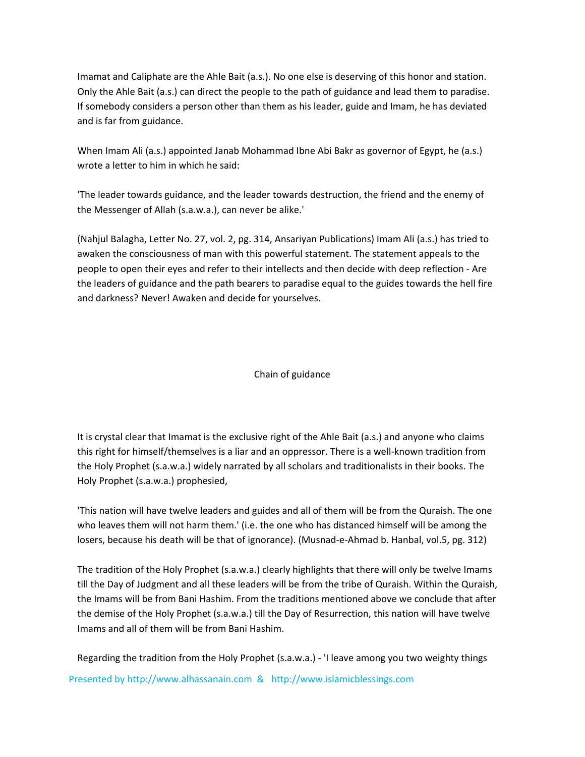Imamat and Caliphate are the Ahle Bait (a.s.). No one else is deserving of this honor and station. Only the Ahle Bait (a.s.) can direct the people to the path of guidance and lead them to paradise. If somebody considers a person other than them as his leader, guide and Imam, he has deviated and is far from guidance.

When Imam Ali (a.s.) appointed Janab Mohammad Ibne Abi Bakr as governor of Egypt, he (a.s.) wrote a letter to him in which he said:

'The leader towards guidance, and the leader towards destruction, the friend and the enemy of the Messenger of Allah (s.a.w.a.), can never be alike.'

(Nahjul Balagha, Letter No. 27, vol. 2, pg. 314, Ansariyan Publications) Imam Ali (a.s.) has tried to awaken the consciousness of man with this powerful statement. The statement appeals to the people to open their eyes and refer to their intellects and then decide with deep reflection - Are the leaders of guidance and the path bearers to paradise equal to the guides towards the hell fire and darkness? Never! Awaken and decide for yourselves.

## Chain of guidance

It is crystal clear that Imamat is the exclusive right of the Ahle Bait (a.s.) and anyone who claims this right for himself/themselves is a liar and an oppressor. There is a well-known tradition from the Holy Prophet (s.a.w.a.) widely narrated by all scholars and traditionalists in their books. The Holy Prophet (s.a.w.a.) prophesied,

'This nation will have twelve leaders and guides and all of them will be from the Quraish. The one who leaves them will not harm them.' (i.e. the one who has distanced himself will be among the losers, because his death will be that of ignorance). (Musnad-e-Ahmad b. Hanbal, vol.5, pg. 312)

The tradition of the Holy Prophet (s.a.w.a.) clearly highlights that there will only be twelve Imams till the Day of Judgment and all these leaders will be from the tribe of Quraish. Within the Quraish, the Imams will be from Bani Hashim. From the traditions mentioned above we conclude that after the demise of the Holy Prophet (s.a.w.a.) till the Day of Resurrection, this nation will have twelve Imams and all of them will be from Bani Hashim.

Regarding the tradition from the Holy Prophet (s.a.w.a.) - 'I leave among you two weighty things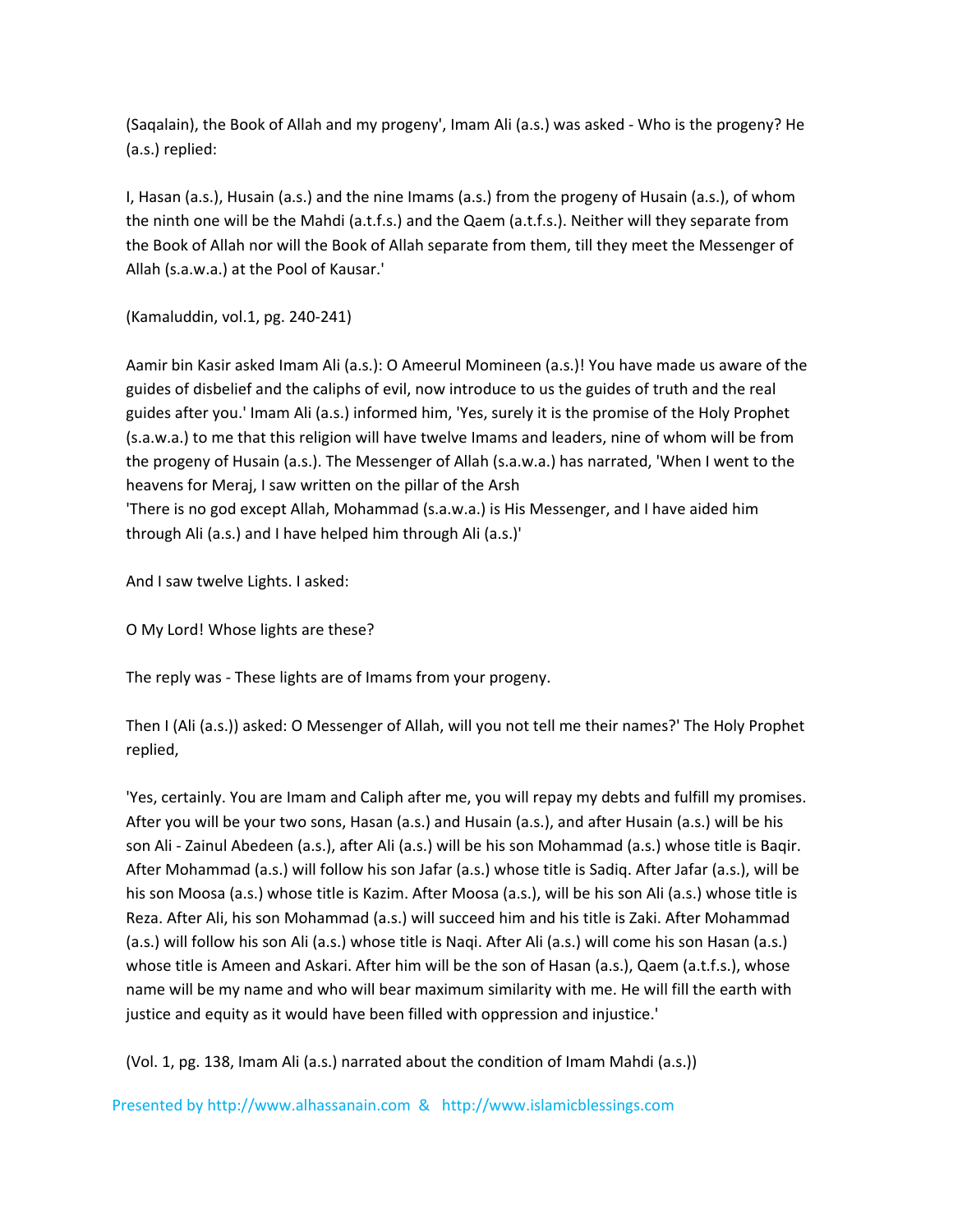(Saqalain), the Book of Allah and my progeny', Imam Ali (a.s.) was asked - Who is the progeny? He (a.s.) replied:

I, Hasan (a.s.), Husain (a.s.) and the nine Imams (a.s.) from the progeny of Husain (a.s.), of whom the ninth one will be the Mahdi (a.t.f.s.) and the Qaem (a.t.f.s.). Neither will they separate from the Book of Allah nor will the Book of Allah separate from them, till they meet the Messenger of Allah (s.a.w.a.) at the Pool of Kausar.'

(Kamaluddin, vol.1, pg. 240-241)

Aamir bin Kasir asked Imam Ali (a.s.): O Ameerul Momineen (a.s.)! You have made us aware of the guides of disbelief and the caliphs of evil, now introduce to us the guides of truth and the real guides after you.' Imam Ali (a.s.) informed him, 'Yes, surely it is the promise of the Holy Prophet (s.a.w.a.) to me that this religion will have twelve Imams and leaders, nine of whom will be from the progeny of Husain (a.s.). The Messenger of Allah (s.a.w.a.) has narrated, 'When I went to the heavens for Meraj, I saw written on the pillar of the Arsh
'There is no god except Allah, Mohammad (s.a.w.a.) is His Messenger, and I have aided him through Ali (a.s.) and I have helped him through Ali (a.s.)'

And I saw twelve Lights. I asked:

O My Lord! Whose lights are these?

The reply was - These lights are of Imams from your progeny.

Then I (Ali (a.s.)) asked: O Messenger of Allah, will you not tell me their names?' The Holy Prophet replied,

'Yes, certainly. You are Imam and Caliph after me, you will repay my debts and fulfill my promises. After you will be your two sons, Hasan (a.s.) and Husain (a.s.), and after Husain (a.s.) will be his son Ali - Zainul Abedeen (a.s.), after Ali (a.s.) will be his son Mohammad (a.s.) whose title is Baqir. After Mohammad (a.s.) will follow his son Jafar (a.s.) whose title is Sadiq. After Jafar (a.s.), will be his son Moosa (a.s.) whose title is Kazim. After Moosa (a.s.), will be his son Ali (a.s.) whose title is Reza. After Ali, his son Mohammad (a.s.) will succeed him and his title is Zaki. After Mohammad (a.s.) will follow his son Ali (a.s.) whose title is Naqi. After Ali (a.s.) will come his son Hasan (a.s.) whose title is Ameen and Askari. After him will be the son of Hasan (a.s.), Qaem (a.t.f.s.), whose name will be my name and who will bear maximum similarity with me. He will fill the earth with justice and equity as it would have been filled with oppression and injustice.'

(Vol. 1, pg. 138, Imam Ali (a.s.) narrated about the condition of Imam Mahdi (a.s.))

Presented by http://www.alhassanain.com & http://www.islamicblessings.com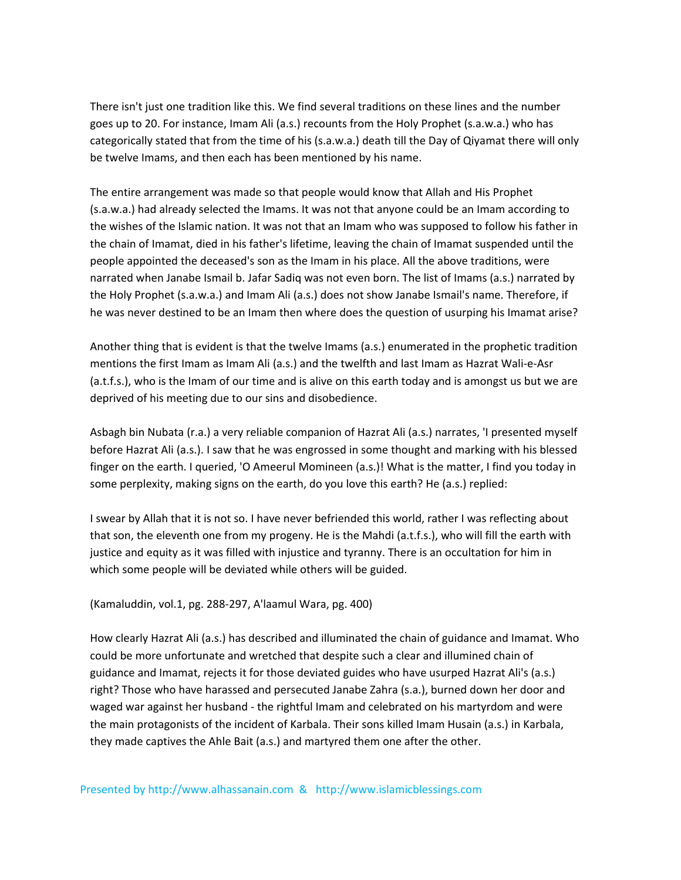There isn't just one tradition like this. We find several traditions on these lines and the number goes up to 20. For instance, Imam Ali (a.s.) recounts from the Holy Prophet (s.a.w.a.) who has categorically stated that from the time of his (s.a.w.a.) death till the Day of Qiyamat there will only be twelve Imams, and then each has been mentioned by his name.

The entire arrangement was made so that people would know that Allah and His Prophet (s.a.w.a.) had already selected the Imams. It was not that anyone could be an Imam according to the wishes of the Islamic nation. It was not that an Imam who was supposed to follow his father in the chain of Imamat, died in his father's lifetime, leaving the chain of Imamat suspended until the people appointed the deceased's son as the Imam in his place. All the above traditions, were narrated when Janabe Ismail b. Jafar Sadiq was not even born. The list of Imams (a.s.) narrated by the Holy Prophet (s.a.w.a.) and Imam Ali (a.s.) does not show Janabe Ismail's name. Therefore, if he was never destined to be an Imam then where does the question of usurping his Imamat arise?

Another thing that is evident is that the twelve Imams (a.s.) enumerated in the prophetic tradition mentions the first Imam as Imam Ali (a.s.) and the twelfth and last Imam as Hazrat Wali-e-Asr (a.t.f.s.), who is the Imam of our time and is alive on this earth today and is amongst us but we are deprived of his meeting due to our sins and disobedience.

Asbagh bin Nubata (r.a.) a very reliable companion of Hazrat Ali (a.s.) narrates, 'I presented myself before Hazrat Ali (a.s.). I saw that he was engrossed in some thought and marking with his blessed finger on the earth. I queried, 'O Ameerul Momineen (a.s.)! What is the matter, I find you today in some perplexity, making signs on the earth, do you love this earth? He (a.s.) replied:

I swear by Allah that it is not so. I have never befriended this world, rather I was reflecting about that son, the eleventh one from my progeny. He is the Mahdi (a.t.f.s.), who will fill the earth with justice and equity as it was filled with injustice and tyranny. There is an occultation for him in which some people will be deviated while others will be guided.

(Kamaluddin, vol.1, pg. 288-297, A'laamul Wara, pg. 400)

How clearly Hazrat Ali (a.s.) has described and illuminated the chain of guidance and Imamat. Who could be more unfortunate and wretched that despite such a clear and illumined chain of guidance and Imamat, rejects it for those deviated guides who have usurped Hazrat Ali's (a.s.) right? Those who have harassed and persecuted Janabe Zahra (s.a.), burned down her door and waged war against her husband - the rightful Imam and celebrated on his martyrdom and were the main protagonists of the incident of Karbala. Their sons killed Imam Husain (a.s.) in Karbala, they made captives the Ahle Bait (a.s.) and martyred them one after the other.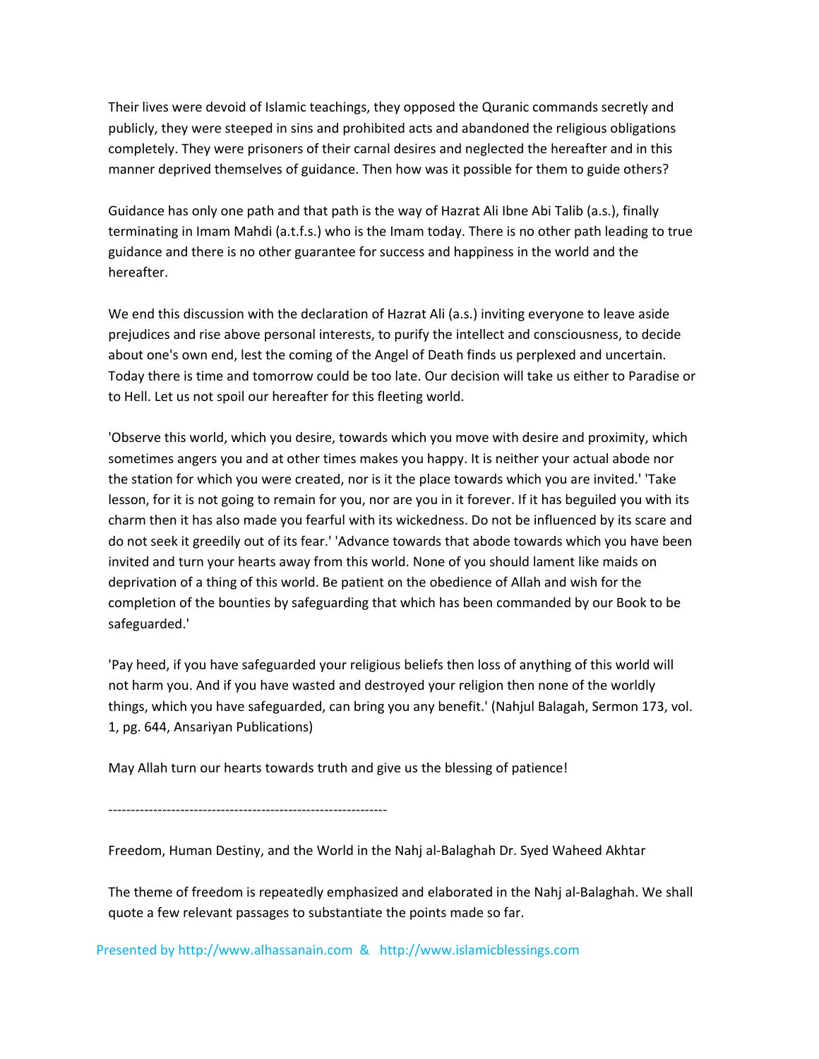Their lives were devoid of Islamic teachings, they opposed the Quranic commands secretly and publicly, they were steeped in sins and prohibited acts and abandoned the religious obligations completely. They were prisoners of their carnal desires and neglected the hereafter and in this manner deprived themselves of guidance. Then how was it possible for them to guide others?

Guidance has only one path and that path is the way of Hazrat Ali Ibne Abi Talib (a.s.), finally terminating in Imam Mahdi (a.t.f.s.) who is the Imam today. There is no other path leading to true guidance and there is no other guarantee for success and happiness in the world and the hereafter.

We end this discussion with the declaration of Hazrat Ali (a.s.) inviting everyone to leave aside prejudices and rise above personal interests, to purify the intellect and consciousness, to decide about one's own end, lest the coming of the Angel of Death finds us perplexed and uncertain. Today there is time and tomorrow could be too late. Our decision will take us either to Paradise or to Hell. Let us not spoil our hereafter for this fleeting world.

'Observe this world, which you desire, towards which you move with desire and proximity, which sometimes angers you and at other times makes you happy. It is neither your actual abode nor the station for which you were created, nor is it the place towards which you are invited.' 'Take lesson, for it is not going to remain for you, nor are you in it forever. If it has beguiled you with its charm then it has also made you fearful with its wickedness. Do not be influenced by its scare and do not seek it greedily out of its fear.' 'Advance towards that abode towards which you have been invited and turn your hearts away from this world. None of you should lament like maids on deprivation of a thing of this world. Be patient on the obedience of Allah and wish for the completion of the bounties by safeguarding that which has been commanded by our Book to be safeguarded.'

'Pay heed, if you have safeguarded your religious beliefs then loss of anything of this world will not harm you. And if you have wasted and destroyed your religion then none of the worldly things, which you have safeguarded, can bring you any benefit.' (Nahjul Balagah, Sermon 173, vol. 1, pg. 644, Ansariyan Publications)

May Allah turn our hearts towards truth and give us the blessing of patience!

---

Freedom, Human Destiny, and the World in the Nahj al-Balaghah Dr. Syed Waheed Akhtar

The theme of freedom is repeatedly emphasized and elaborated in the Nahj al-Balaghah. We shall quote a few relevant passages to substantiate the points made so far.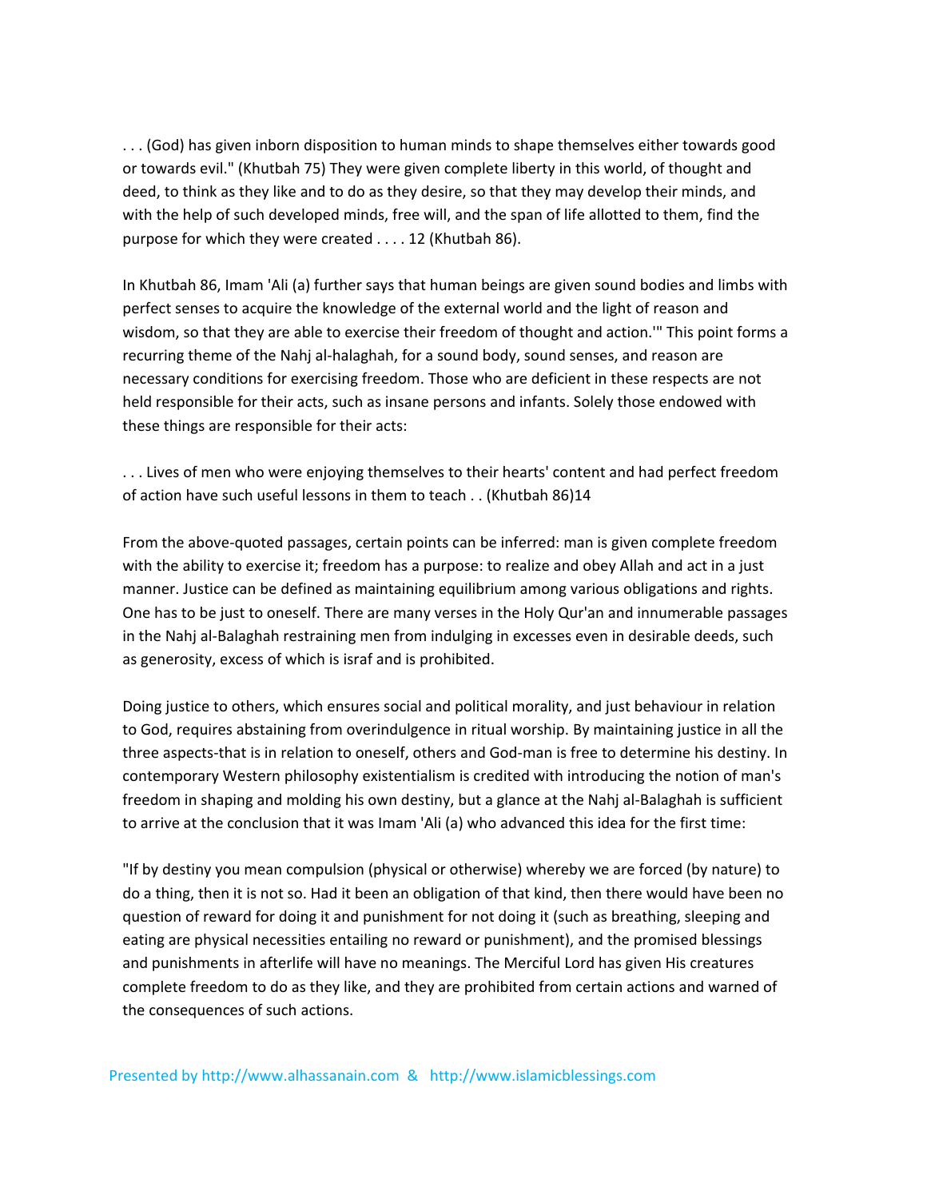. . . (God) has given inborn disposition to human minds to shape themselves either towards good or towards evil." (Khutbah 75) They were given complete liberty in this world, of thought and deed, to think as they like and to do as they desire, so that they may develop their minds, and with the help of such developed minds, free will, and the span of life allotted to them, find the purpose for which they were created . . . . 12 (Khutbah 86).

In Khutbah 86, Imam 'Ali (a) further says that human beings are given sound bodies and limbs with perfect senses to acquire the knowledge of the external world and the light of reason and wisdom, so that they are able to exercise their freedom of thought and action.'" This point forms a recurring theme of the Nahj al-halaghah, for a sound body, sound senses, and reason are necessary conditions for exercising freedom. Those who are deficient in these respects are not held responsible for their acts, such as insane persons and infants. Solely those endowed with these things are responsible for their acts:

. . . Lives of men who were enjoying themselves to their hearts' content and had perfect freedom of action have such useful lessons in them to teach . . (Khutbah 86)14

From the above-quoted passages, certain points can be inferred: man is given complete freedom with the ability to exercise it; freedom has a purpose: to realize and obey Allah and act in a just manner. Justice can be defined as maintaining equilibrium among various obligations and rights. One has to be just to oneself. There are many verses in the Holy Qur'an and innumerable passages in the Nahj al-Balaghah restraining men from indulging in excesses even in desirable deeds, such as generosity, excess of which is israf and is prohibited.

Doing justice to others, which ensures social and political morality, and just behaviour in relation to God, requires abstaining from overindulgence in ritual worship. By maintaining justice in all the three aspects-that is in relation to oneself, others and God-man is free to determine his destiny. In contemporary Western philosophy existentialism is credited with introducing the notion of man's freedom in shaping and molding his own destiny, but a glance at the Nahj al-Balaghah is sufficient to arrive at the conclusion that it was Imam 'Ali (a) who advanced this idea for the first time:

"If by destiny you mean compulsion (physical or otherwise) whereby we are forced (by nature) to do a thing, then it is not so. Had it been an obligation of that kind, then there would have been no question of reward for doing it and punishment for not doing it (such as breathing, sleeping and eating are physical necessities entailing no reward or punishment), and the promised blessings and punishments in afterlife will have no meanings. The Merciful Lord has given His creatures complete freedom to do as they like, and they are prohibited from certain actions and warned of the consequences of such actions.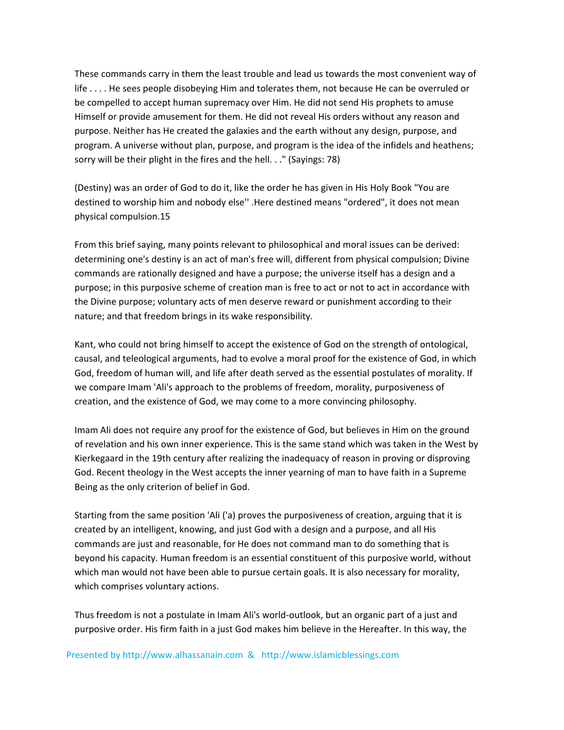These commands carry in them the least trouble and lead us towards the most convenient way of life . . . . He sees people disobeying Him and tolerates them, not because He can be overruled or be compelled to accept human supremacy over Him. He did not send His prophets to amuse Himself or provide amusement for them. He did not reveal His orders without any reason and purpose. Neither has He created the galaxies and the earth without any design, purpose, and program. A universe without plan, purpose, and program is the idea of the infidels and heathens; sorry will be their plight in the fires and the hell. . ." (Sayings: 78)

(Destiny) was an order of God to do it, like the order he has given in His Holy Book "You are destined to worship him and nobody else'' .Here destined means "ordered", it does not mean physical compulsion.15

From this brief saying, many points relevant to philosophical and moral issues can be derived: determining one's destiny is an act of man's free will, different from physical compulsion; Divine commands are rationally designed and have a purpose; the universe itself has a design and a purpose; in this purposive scheme of creation man is free to act or not to act in accordance with the Divine purpose; voluntary acts of men deserve reward or punishment according to their nature; and that freedom brings in its wake responsibility.

Kant, who could not bring himself to accept the existence of God on the strength of ontological, causal, and teleological arguments, had to evolve a moral proof for the existence of God, in which God, freedom of human will, and life after death served as the essential postulates of morality. If we compare Imam 'Ali's approach to the problems of freedom, morality, purposiveness of creation, and the existence of God, we may come to a more convincing philosophy.

Imam Ali does not require any proof for the existence of God, but believes in Him on the ground of revelation and his own inner experience. This is the same stand which was taken in the West by Kierkegaard in the 19th century after realizing the inadequacy of reason in proving or disproving God. Recent theology in the West accepts the inner yearning of man to have faith in a Supreme Being as the only criterion of belief in God.

Starting from the same position 'Ali ('a) proves the purposiveness of creation, arguing that it is created by an intelligent, knowing, and just God with a design and a purpose, and all His commands are just and reasonable, for He does not command man to do something that is beyond his capacity. Human freedom is an essential constituent of this purposive world, without which man would not have been able to pursue certain goals. It is also necessary for morality, which comprises voluntary actions.

Thus freedom is not a postulate in Imam Ali's world-outlook, but an organic part of a just and purposive order. His firm faith in a just God makes him believe in the Hereafter. In this way, the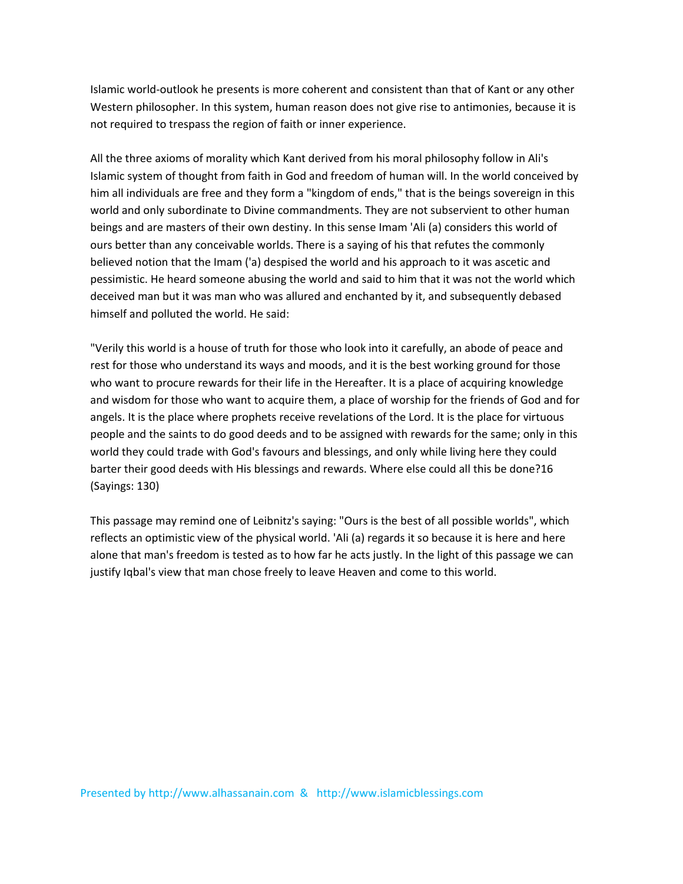Islamic world-outlook he presents is more coherent and consistent than that of Kant or any other Western philosopher. In this system, human reason does not give rise to antimonies, because it is not required to trespass the region of faith or inner experience.

All the three axioms of morality which Kant derived from his moral philosophy follow in Ali's Islamic system of thought from faith in God and freedom of human will. In the world conceived by him all individuals are free and they form a "kingdom of ends," that is the beings sovereign in this world and only subordinate to Divine commandments. They are not subservient to other human beings and are masters of their own destiny. In this sense Imam 'Ali (a) considers this world of ours better than any conceivable worlds. There is a saying of his that refutes the commonly believed notion that the Imam ('a) despised the world and his approach to it was ascetic and pessimistic. He heard someone abusing the world and said to him that it was not the world which deceived man but it was man who was allured and enchanted by it, and subsequently debased himself and polluted the world. He said:

"Verily this world is a house of truth for those who look into it carefully, an abode of peace and rest for those who understand its ways and moods, and it is the best working ground for those who want to procure rewards for their life in the Hereafter. It is a place of acquiring knowledge and wisdom for those who want to acquire them, a place of worship for the friends of God and for angels. It is the place where prophets receive revelations of the Lord. It is the place for virtuous people and the saints to do good deeds and to be assigned with rewards for the same; only in this world they could trade with God's favours and blessings, and only while living here they could barter their good deeds with His blessings and rewards. Where else could all this be done?16 (Sayings: 130)

This passage may remind one of Leibnitz's saying: "Ours is the best of all possible worlds", which reflects an optimistic view of the physical world. 'Ali (a) regards it so because it is here and here alone that man's freedom is tested as to how far he acts justly. In the light of this passage we can justify Iqbal's view that man chose freely to leave Heaven and come to this world.

Presented by http://www.alhassanain.com & http://www.islamicblessings.com